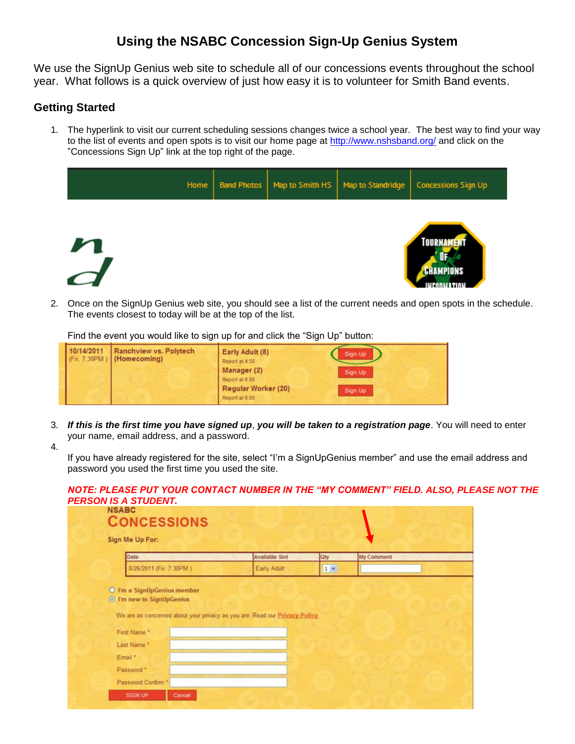# Using the NSABC Concession Sign-Up Genius System

We use the SignUp Genius web site to schedule all of our concessions events throughout the school year. What follows is a quick overview of just how easy it is to volunteer for Smith Band events.

## Getting Started

1. The hyperlink to visit our current scheduling sessions changes twice a school year. The best way to find your way to the list of events and open spots is to visit our home page at http://www.nshsband.org/ and click on the "Concessions Sign Up" link at the top right of the page.

2. Once on the SignUp Genius web site, you should see a list of the current needs and open spots in the schedule. The events closest to today will be at the top of the list.

   Find the event you would like to sign up for and click the "Sign Up" button:

3. ***If this is the first time you have signed up***, ***you will be taken to a registration page***. You will need to enter your name, email address, and a password.

4. If you have already registered for the site, select "I'm a SignUpGenius member" and use the email address and password you used the first time you used the site.

   ***NOTE: PLEASE PUT YOUR CONTACT NUMBER IN THE "MY COMMENT" FIELD. ALSO, PLEASE NOT THE PERSON IS A STUDENT.***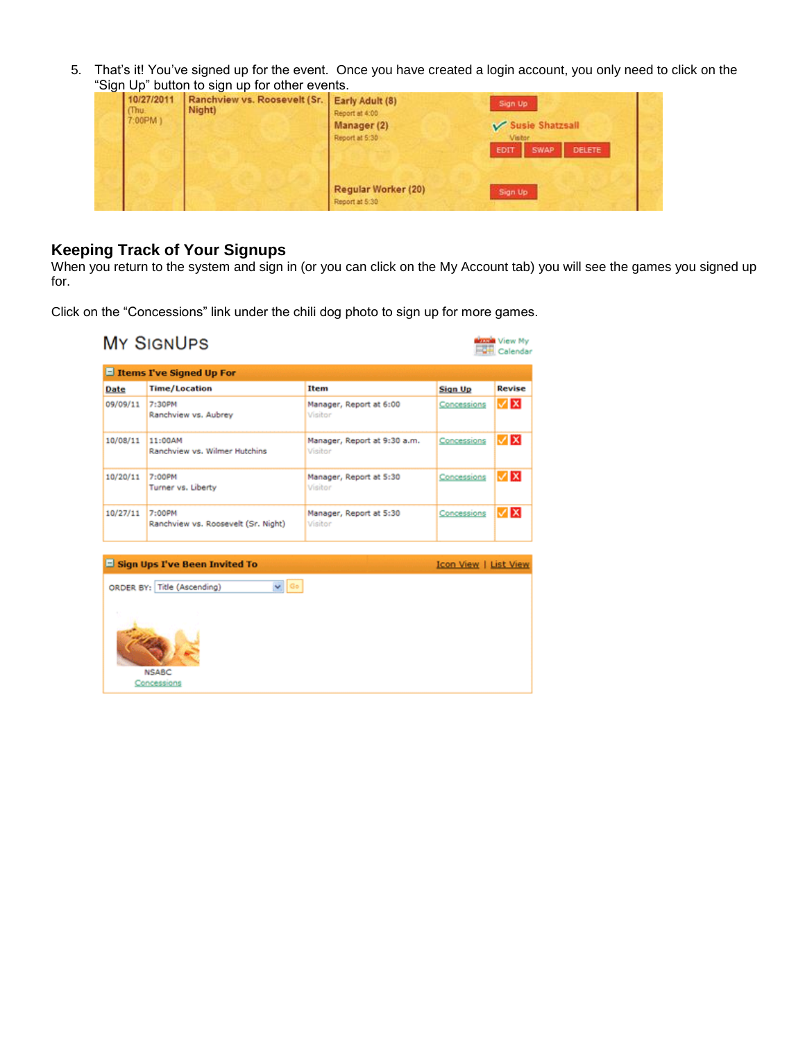5. That's it! You've signed up for the event. Once you have created a login account, you only need to click on the "Sign Up" button to sign up for other events.

| 10/27/2011 (Thu. 7:00PM ) | Ranchview vs. Roosevelt (Sr. Night) | Early Adult (8) Report at 4:00 | Sign Up |
|---|---|---|---|
| | | Manager (2) Report at 5:30 | Susie Shatzsall Visitor EDIT SWAP DELETE |
| | | Regular Worker (20) Report at 5:30 | Sign Up |

## Keeping Track of Your Signups

When you return to the system and sign in (or you can click on the My Account tab) you will see the games you signed up for.

Click on the "Concessions" link under the chili dog photo to sign up for more games.

### My SignUps

View My Calendar

**Items I've Signed Up For**

| Date | Time/Location | Item | Sign Up | Revise |
|---|---|---|---|---|
| 09/09/11 | 7:30PM Ranchview vs. Aubrey | Manager, Report at 6:00 Visitor | Concessions | |
| 10/08/11 | 11:00AM Ranchview vs. Wilmer Hutchins | Manager, Report at 9:30 a.m. Visitor | Concessions | |
| 10/20/11 | 7:00PM Turner vs. Liberty | Manager, Report at 5:30 Visitor | Concessions | |
| 10/27/11 | 7:00PM Ranchview vs. Roosevelt (Sr. Night) | Manager, Report at 5:30 Visitor | Concessions | |

**Sign Ups I've Been Invited To** — Icon View | List View

ORDER BY: Title (Ascending) Go

NSABC
Concessions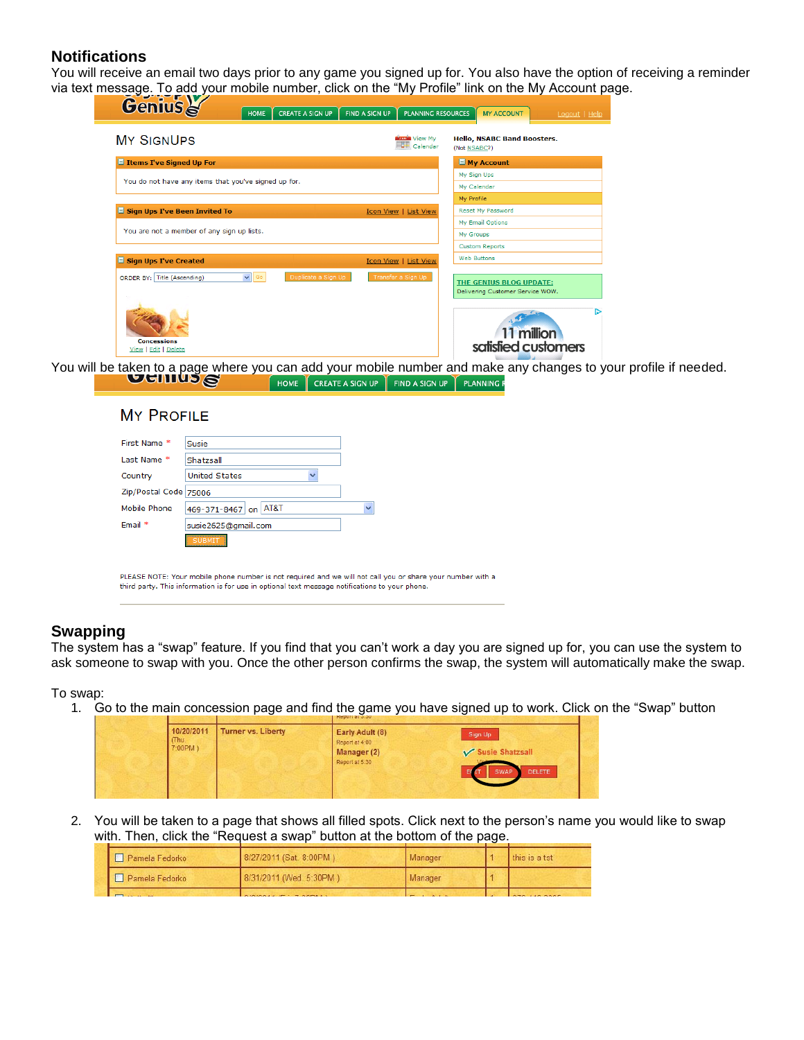## Notifications

You will receive an email two days prior to any game you signed up for. You also have the option of receiving a reminder via text message. To add your mobile number, click on the "My Profile" link on the My Account page.

You will be taken to a page where you can add your mobile number and make any changes to your profile if needed.

## Swapping

The system has a "swap" feature. If you find that you can't work a day you are signed up for, you can use the system to ask someone to swap with you. Once the other person confirms the swap, the system will automatically make the swap.

To swap:

1. Go to the main concession page and find the game you have signed up to work. Click on the "Swap" button
2. You will be taken to a page that shows all filled spots. Click next to the person's name you would like to swap with. Then, click the "Request a swap" button at the bottom of the page.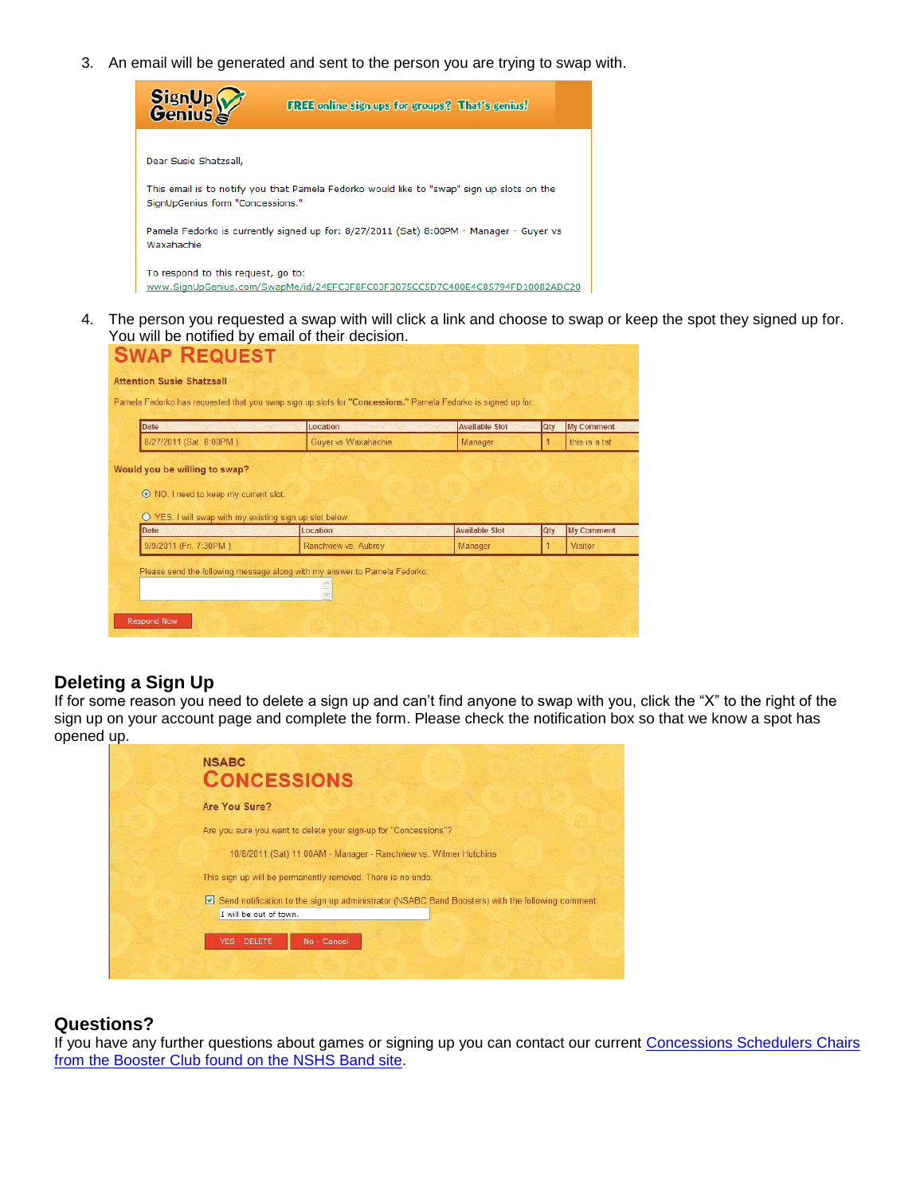3. An email will be generated and sent to the person you are trying to swap with.

SignUp Genius FREE online sign ups for groups? That's genius!

Dear Susie Shatzsall,

This email is to notify you that Pamela Fedorko would like to "swap" sign up slots on the SignUpGenius form "Concessions."

Pamela Fedorko is currently signed up for: 8/27/2011 (Sat) 8:00PM - Manager - Guyer vs Waxahachie

To respond to this request, go to:
www.SignUpGenius.com/SwapMe/id/24EFC3F8FC03F3075CC5D7C400E4C85794FD10082ADC20

4. The person you requested a swap with will click a link and choose to swap or keep the spot they signed up for. You will be notified by email of their decision.

SWAP REQUEST

Attention Susie Shatzsall

Pamela Fedorko has requested that you swap sign up slots for "Concessions." Pamela Fedorko is signed up for:

| Date | Location | Available Slot | Qty | My Comment |
| --- | --- | --- | --- | --- |
| 8/27/2011 (Sat. 8:00PM ) | Guyer vs Waxahachie | Manager | 1 | this is a tst |

Would you be willing to swap?

- NO. I need to keep my current slot.
- YES. I will swap with my existing sign up slot below.

| Date | Location | Available Slot | Qty | My Comment |
| --- | --- | --- | --- | --- |
| 9/9/2011 (Fri. 7:30PM ) | Ranchview vs. Aubrey | Manager | 1 | Visitor |

Please send the following message along with my answer to Pamela Fedorko.

Respond Now

## Deleting a Sign Up

If for some reason you need to delete a sign up and can't find anyone to swap with you, click the "X" to the right of the sign up on your account page and complete the form. Please check the notification box so that we know a spot has opened up.

NSABC
CONCESSIONS

Are You Sure?

Are you sure you want to delete your sign-up for "Concessions"?

10/8/2011 (Sat) 11:00AM - Manager - Ranchview vs. Wilmer Hutchins

This sign up will be permanently removed. There is no undo.

☑ Send notification to the sign up administrator (NSABC Band Boosters) with the following comment:
I will be out of town.

YES - DELETE | No - Cancel

## Questions?

If you have any further questions about games or signing up you can contact our current Concessions Schedulers Chairs from the Booster Club found on the NSHS Band site.